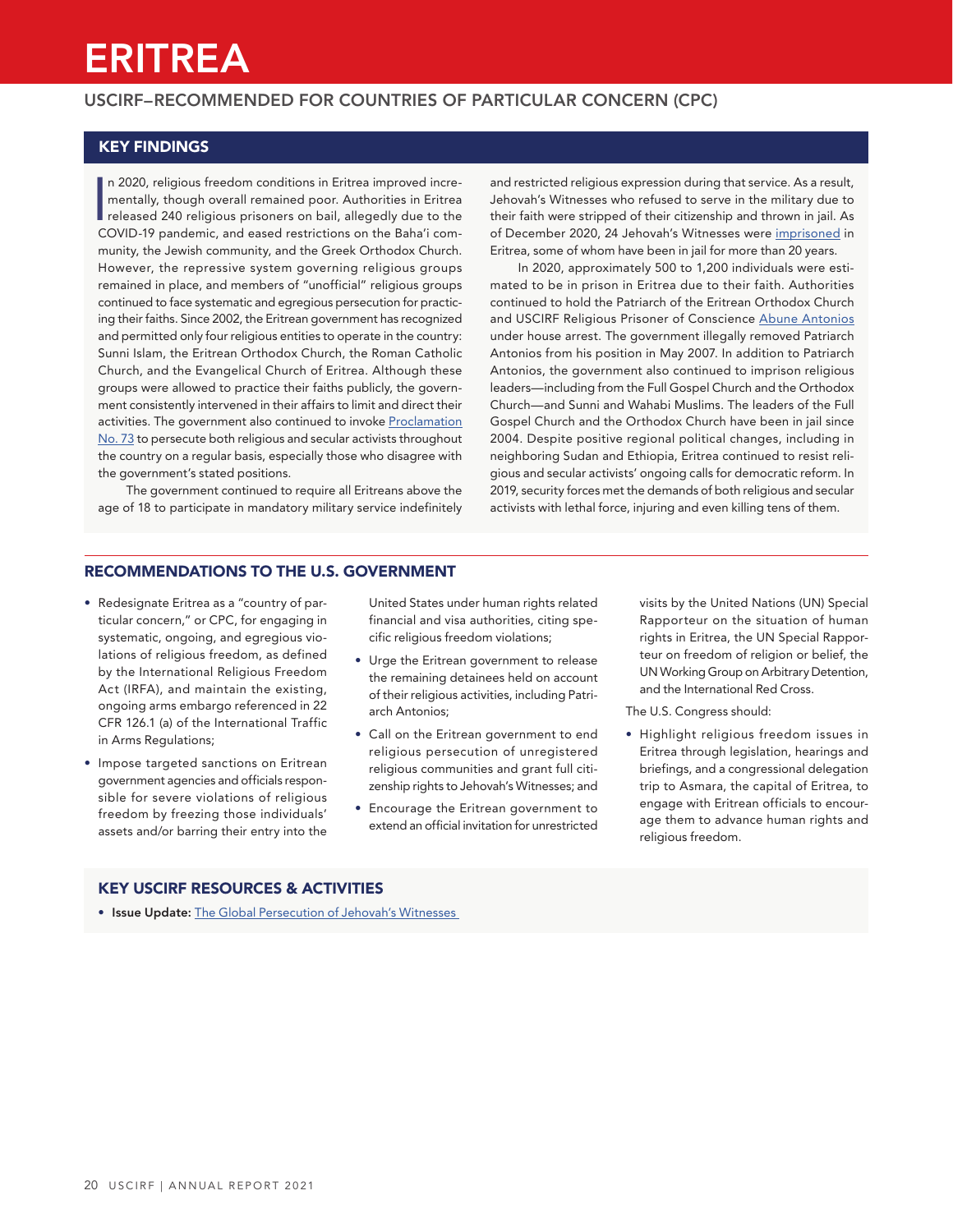# ERITREA

## USCIRF–RECOMMENDED FOR COUNTRIES OF PARTICULAR CONCERN (CPC)

## KEY FINDINGS

In 2020, religious freedom conditions in Eritrea improved incrementally, though overall remained poor. Authorities in Eritrea released 240 religious prisoners on bail, allegedly due to the COVID-19 pandemic, and eased restrictions on the Baha'i community, the Jewish community, and the Greek Orthodox Church. However, the repressive system governing religious groups remained in place, and members of "unofficial" religious groups continued to face systematic and egregious persecution for practicing their faiths. Since 2002, the Eritrean government has recognized and permitted only four religious entities to operate in the country: Sunni Islam, the Eritrean Orthodox Church, the Roman Catholic Church, and the Evangelical Church of Eritrea. Although these groups were allowed to practice their faiths publicly, the government consistently intervened in their affairs to limit and direct their activities. The government also continued to invoke Proclamation No. 73 to persecute both religious and secular activists throughout the country on a regular basis, especially those who disagree with the government's stated positions.

The government continued to require all Eritreans above the age of 18 to participate in mandatory military service indefinitely and restricted religious expression during that service. As a result, Jehovah's Witnesses who refused to serve in the military due to their faith were stripped of their citizenship and thrown in jail. As of December 2020, 24 Jehovah's Witnesses were imprisoned in Eritrea, some of whom have been in jail for more than 20 years.

In 2020, approximately 500 to 1,200 individuals were estimated to be in prison in Eritrea due to their faith. Authorities continued to hold the Patriarch of the Eritrean Orthodox Church and USCIRF Religious Prisoner of Conscience Abune Antonios under house arrest. The government illegally removed Patriarch Antonios from his position in May 2007. In addition to Patriarch Antonios, the government also continued to imprison religious leaders—including from the Full Gospel Church and the Orthodox Church—and Sunni and Wahabi Muslims. The leaders of the Full Gospel Church and the Orthodox Church have been in jail since 2004. Despite positive regional political changes, including in neighboring Sudan and Ethiopia, Eritrea continued to resist religious and secular activists' ongoing calls for democratic reform. In 2019, security forces met the demands of both religious and secular activists with lethal force, injuring and even killing tens of them.

## RECOMMENDATIONS TO THE U.S. GOVERNMENT

- Redesignate Eritrea as a "country of particular concern," or CPC, for engaging in systematic, ongoing, and egregious violations of religious freedom, as defined by the International Religious Freedom Act (IRFA), and maintain the existing, ongoing arms embargo referenced in 22 CFR 126.1 (a) of the International Traffic in Arms Regulations;
- Impose targeted sanctions on Eritrean government agencies and officials responsible for severe violations of religious freedom by freezing those individuals' assets and/or barring their entry into the United States under human rights related financial and visa authorities, citing specific religious freedom violations;
- Urge the Eritrean government to release the remaining detainees held on account of their religious activities, including Patriarch Antonios;
- Call on the Eritrean government to end religious persecution of unregistered religious communities and grant full citizenship rights to Jehovah's Witnesses; and
- Encourage the Eritrean government to extend an official invitation for unrestricted visits by the United Nations (UN) Special Rapporteur on the situation of human rights in Eritrea, the UN Special Rapporteur on freedom of religion or belief, the UN Working Group on Arbitrary Detention, and the International Red Cross.

The U.S. Congress should:

- Highlight religious freedom issues in Eritrea through legislation, hearings and briefings, and a congressional delegation trip to Asmara, the capital of Eritrea, to engage with Eritrean officials to encourage them to advance human rights and religious freedom.

## KEY USCIRF RESOURCES & ACTIVITIES

- **Issue Update:** The Global Persecution of Jehovah's Witnesses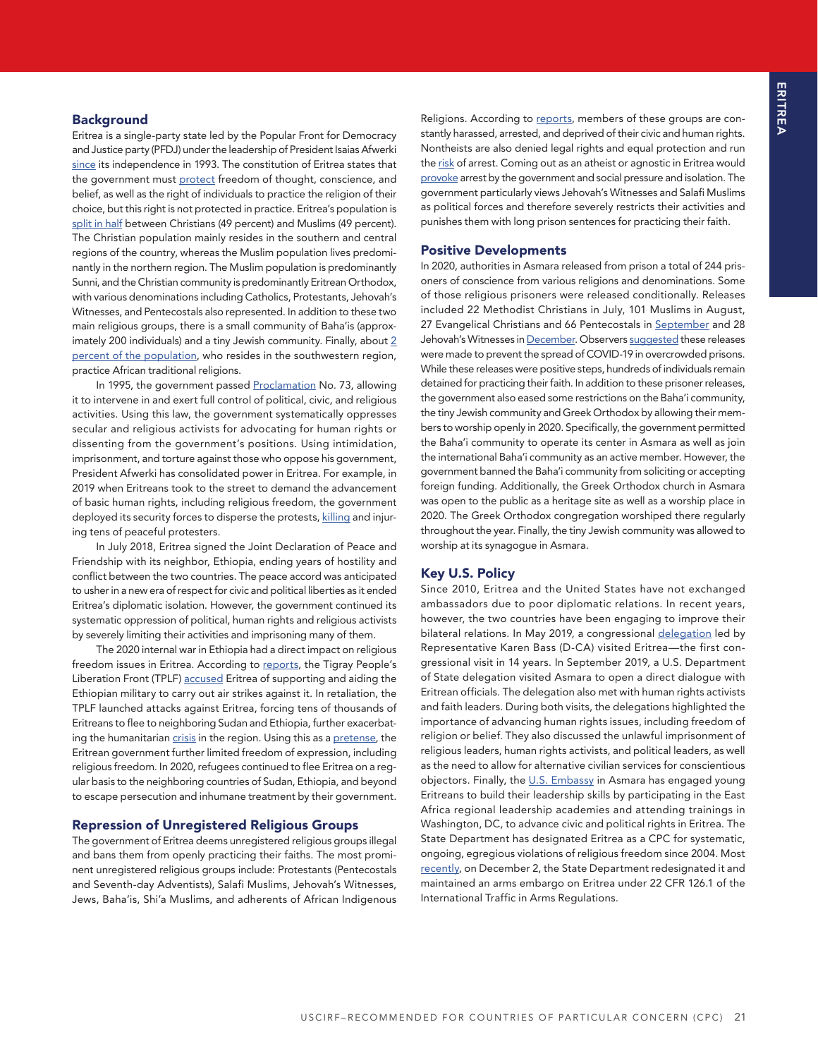## Background

Eritrea is a single-party state led by the Popular Front for Democracy and Justice party (PFDJ) under the leadership of President Isaias Afwerki since its independence in 1993. The constitution of Eritrea states that the government must protect freedom of thought, conscience, and belief, as well as the right of individuals to practice the religion of their choice, but this right is not protected in practice. Eritrea's population is split in half between Christians (49 percent) and Muslims (49 percent). The Christian population mainly resides in the southern and central regions of the country, whereas the Muslim population lives predominantly in the northern region. The Muslim population is predominantly Sunni, and the Christian community is predominantly Eritrean Orthodox, with various denominations including Catholics, Protestants, Jehovah's Witnesses, and Pentecostals also represented. In addition to these two main religious groups, there is a small community of Baha'is (approximately 200 individuals) and a tiny Jewish community. Finally, about 2 percent of the population, who resides in the southwestern region, practice African traditional religions.

In 1995, the government passed Proclamation No. 73, allowing it to intervene in and exert full control of political, civic, and religious activities. Using this law, the government systematically oppresses secular and religious activists for advocating for human rights or dissenting from the government's positions. Using intimidation, imprisonment, and torture against those who oppose his government, President Afwerki has consolidated power in Eritrea. For example, in 2019 when Eritreans took to the street to demand the advancement of basic human rights, including religious freedom, the government deployed its security forces to disperse the protests, killing and injuring tens of peaceful protesters.

In July 2018, Eritrea signed the Joint Declaration of Peace and Friendship with its neighbor, Ethiopia, ending years of hostility and conflict between the two countries. The peace accord was anticipated to usher in a new era of respect for civic and political liberties as it ended Eritrea's diplomatic isolation. However, the government continued its systematic oppression of political, human rights and religious activists by severely limiting their activities and imprisoning many of them.

The 2020 internal war in Ethiopia had a direct impact on religious freedom issues in Eritrea. According to reports, the Tigray People's Liberation Front (TPLF) accused Eritrea of supporting and aiding the Ethiopian military to carry out air strikes against it. In retaliation, the TPLF launched attacks against Eritrea, forcing tens of thousands of Eritreans to flee to neighboring Sudan and Ethiopia, further exacerbating the humanitarian crisis in the region. Using this as a pretense, the Eritrean government further limited freedom of expression, including religious freedom. In 2020, refugees continued to flee Eritrea on a regular basis to the neighboring countries of Sudan, Ethiopia, and beyond to escape persecution and inhumane treatment by their government.

## Repression of Unregistered Religious Groups

The government of Eritrea deems unregistered religious groups illegal and bans them from openly practicing their faiths. The most prominent unregistered religious groups include: Protestants (Pentecostals and Seventh-day Adventists), Salafi Muslims, Jehovah's Witnesses, Jews, Baha'is, Shi'a Muslims, and adherents of African Indigenous Religions. According to reports, members of these groups are constantly harassed, arrested, and deprived of their civic and human rights. Nontheists are also denied legal rights and equal protection and run the risk of arrest. Coming out as an atheist or agnostic in Eritrea would provoke arrest by the government and social pressure and isolation. The government particularly views Jehovah's Witnesses and Salafi Muslims as political forces and therefore severely restricts their activities and punishes them with long prison sentences for practicing their faith.

## Positive Developments

In 2020, authorities in Asmara released from prison a total of 244 prisoners of conscience from various religions and denominations. Some of those religious prisoners were released conditionally. Releases included 22 Methodist Christians in July, 101 Muslims in August, 27 Evangelical Christians and 66 Pentecostals in September and 28 Jehovah's Witnesses in December. Observers suggested these releases were made to prevent the spread of COVID-19 in overcrowded prisons. While these releases were positive steps, hundreds of individuals remain detained for practicing their faith. In addition to these prisoner releases, the government also eased some restrictions on the Baha'i community, the tiny Jewish community and Greek Orthodox by allowing their members to worship openly in 2020. Specifically, the government permitted the Baha'i community to operate its center in Asmara as well as join the international Baha'i community as an active member. However, the government banned the Baha'i community from soliciting or accepting foreign funding. Additionally, the Greek Orthodox church in Asmara was open to the public as a heritage site as well as a worship place in 2020. The Greek Orthodox congregation worshiped there regularly throughout the year. Finally, the tiny Jewish community was allowed to worship at its synagogue in Asmara.

## Key U.S. Policy

Since 2010, Eritrea and the United States have not exchanged ambassadors due to poor diplomatic relations. In recent years, however, the two countries have been engaging to improve their bilateral relations. In May 2019, a congressional delegation led by Representative Karen Bass (D-CA) visited Eritrea—the first congressional visit in 14 years. In September 2019, a U.S. Department of State delegation visited Asmara to open a direct dialogue with Eritrean officials. The delegation also met with human rights activists and faith leaders. During both visits, the delegations highlighted the importance of advancing human rights issues, including freedom of religion or belief. They also discussed the unlawful imprisonment of religious leaders, human rights activists, and political leaders, as well as the need to allow for alternative civilian services for conscientious objectors. Finally, the U.S. Embassy in Asmara has engaged young Eritreans to build their leadership skills by participating in the East Africa regional leadership academies and attending trainings in Washington, DC, to advance civic and political rights in Eritrea. The State Department has designated Eritrea as a CPC for systematic, ongoing, egregious violations of religious freedom since 2004. Most recently, on December 2, the State Department redesignated it and maintained an arms embargo on Eritrea under 22 CFR 126.1 of the International Traffic in Arms Regulations.